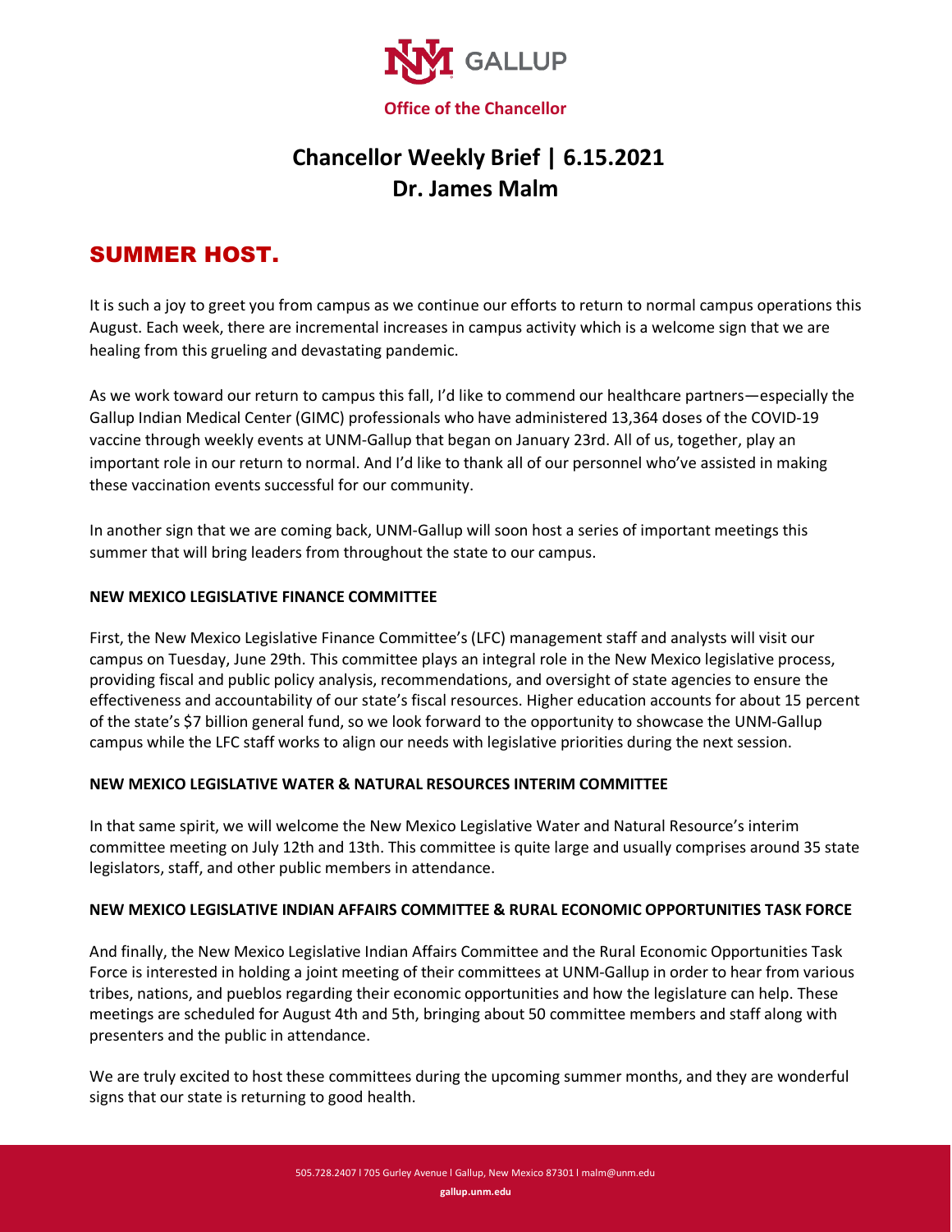**Office of the Chancellor**

# Chancellor Weekly Brief | 6.15.2021
# Dr. James Malm

## SUMMER HOST.

It is such a joy to greet you from campus as we continue our efforts to return to normal campus operations this August. Each week, there are incremental increases in campus activity which is a welcome sign that we are healing from this grueling and devastating pandemic.

As we work toward our return to campus this fall, I'd like to commend our healthcare partners—especially the Gallup Indian Medical Center (GIMC) professionals who have administered 13,364 doses of the COVID-19 vaccine through weekly events at UNM-Gallup that began on January 23rd. All of us, together, play an important role in our return to normal. And I'd like to thank all of our personnel who've assisted in making these vaccination events successful for our community.

In another sign that we are coming back, UNM-Gallup will soon host a series of important meetings this summer that will bring leaders from throughout the state to our campus.

### NEW MEXICO LEGISLATIVE FINANCE COMMITTEE

First, the New Mexico Legislative Finance Committee's (LFC) management staff and analysts will visit our campus on Tuesday, June 29th. This committee plays an integral role in the New Mexico legislative process, providing fiscal and public policy analysis, recommendations, and oversight of state agencies to ensure the effectiveness and accountability of our state's fiscal resources. Higher education accounts for about 15 percent of the state's $7 billion general fund, so we look forward to the opportunity to showcase the UNM-Gallup campus while the LFC staff works to align our needs with legislative priorities during the next session.

### NEW MEXICO LEGISLATIVE WATER & NATURAL RESOURCES INTERIM COMMITTEE

In that same spirit, we will welcome the New Mexico Legislative Water and Natural Resource's interim committee meeting on July 12th and 13th. This committee is quite large and usually comprises around 35 state legislators, staff, and other public members in attendance.

### NEW MEXICO LEGISLATIVE INDIAN AFFAIRS COMMITTEE & RURAL ECONOMIC OPPORTUNITIES TASK FORCE

And finally, the New Mexico Legislative Indian Affairs Committee and the Rural Economic Opportunities Task Force is interested in holding a joint meeting of their committees at UNM-Gallup in order to hear from various tribes, nations, and pueblos regarding their economic opportunities and how the legislature can help. These meetings are scheduled for August 4th and 5th, bringing about 50 committee members and staff along with presenters and the public in attendance.

We are truly excited to host these committees during the upcoming summer months, and they are wonderful signs that our state is returning to good health.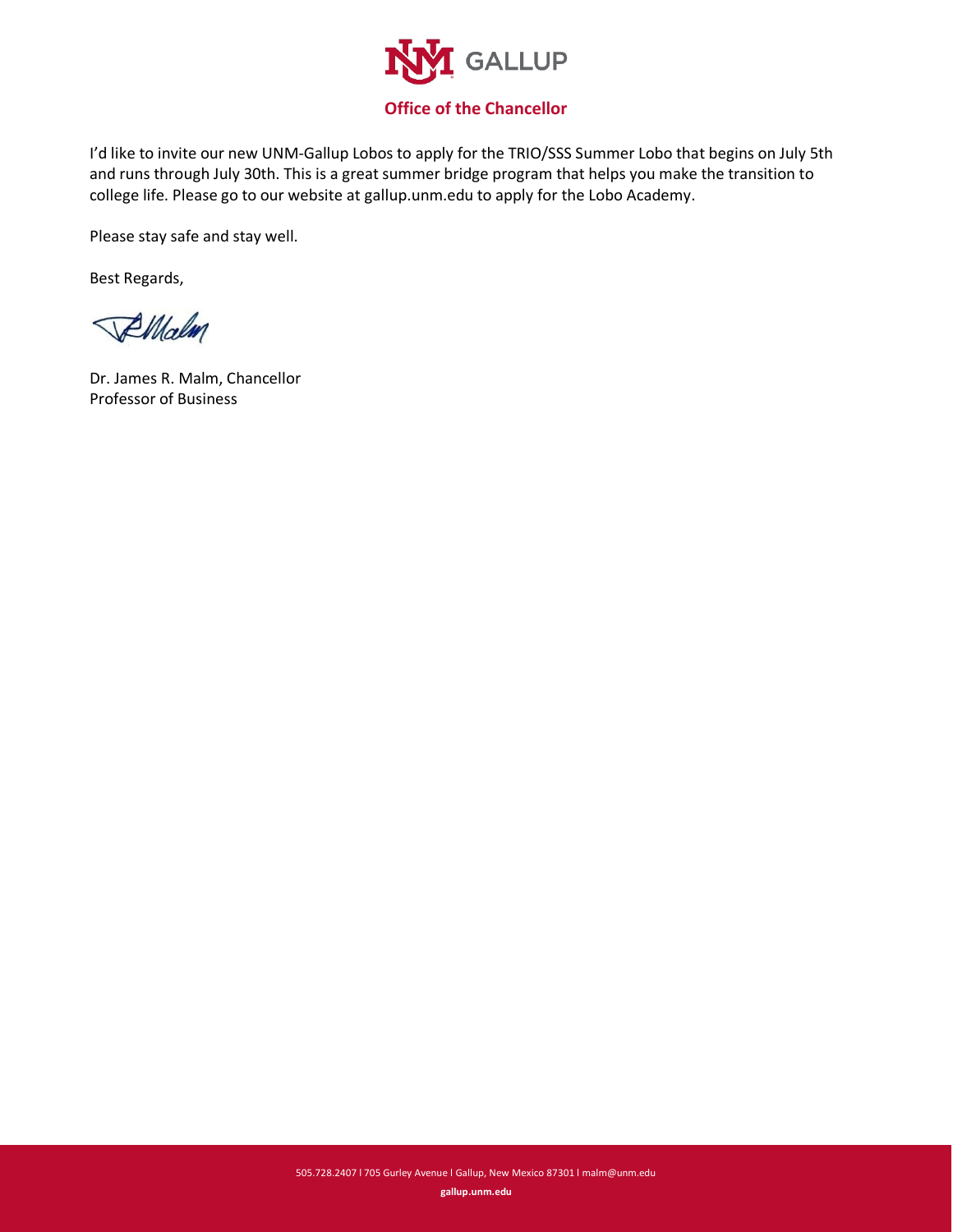**Office of the Chancellor**

I'd like to invite our new UNM-Gallup Lobos to apply for the TRIO/SSS Summer Lobo that begins on July 5th and runs through July 30th. This is a great summer bridge program that helps you make the transition to college life. Please go to our website at gallup.unm.edu to apply for the Lobo Academy.

Please stay safe and stay well.

Best Regards,

Dr. James R. Malm, Chancellor
Professor of Business